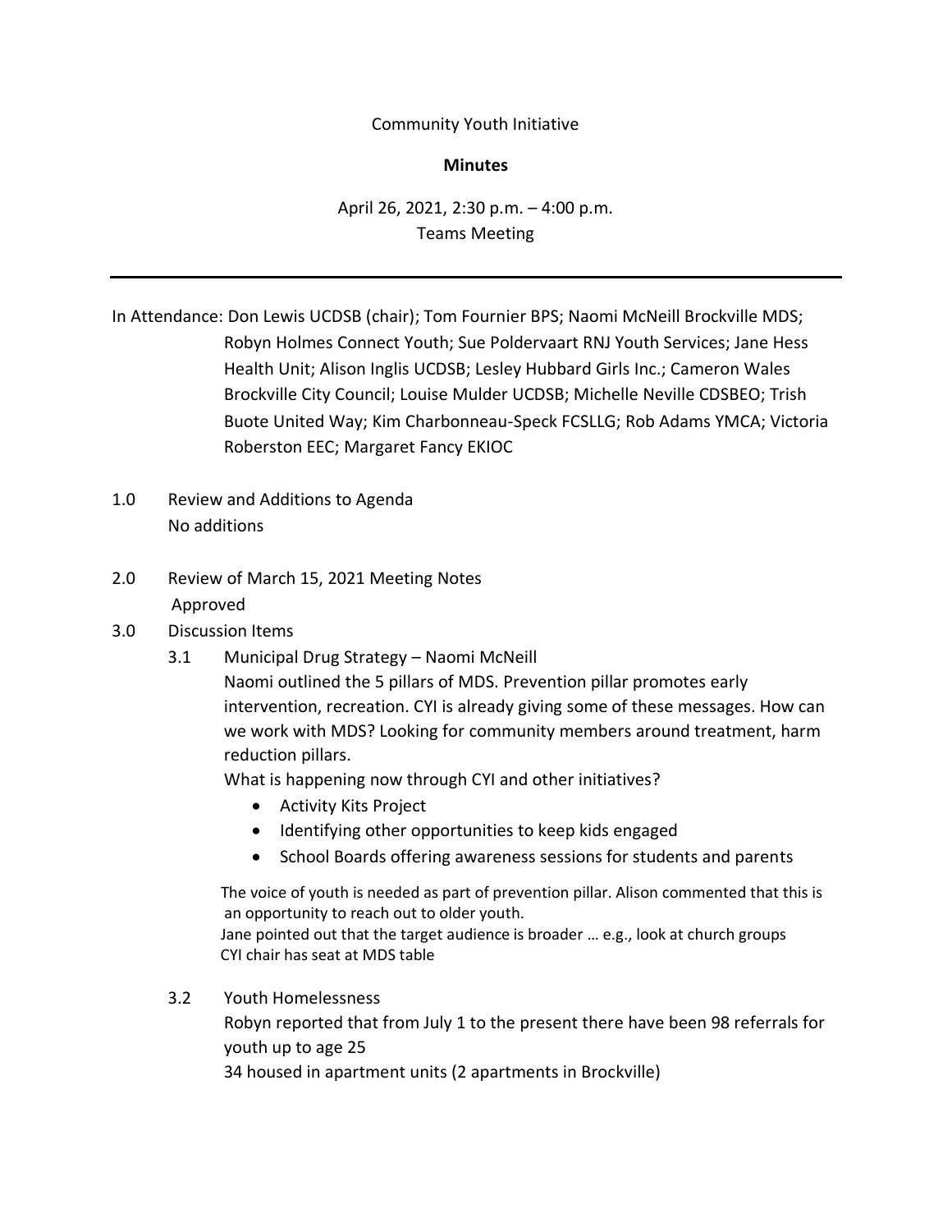Community Youth Initiative

**Minutes**

April 26, 2021, 2:30 p.m. – 4:00 p.m.
Teams Meeting

---

In Attendance: Don Lewis UCDSB (chair); Tom Fournier BPS; Naomi McNeill Brockville MDS; Robyn Holmes Connect Youth; Sue Poldervaart RNJ Youth Services; Jane Hess Health Unit; Alison Inglis UCDSB; Lesley Hubbard Girls Inc.; Cameron Wales Brockville City Council; Louise Mulder UCDSB; Michelle Neville CDSBEO; Trish Buote United Way; Kim Charbonneau-Speck FCSLLG; Rob Adams YMCA; Victoria Roberston EEC; Margaret Fancy EKIOC

1.0 Review and Additions to Agenda
No additions

2.0 Review of March 15, 2021 Meeting Notes
Approved

3.0 Discussion Items

3.1 Municipal Drug Strategy – Naomi McNeill
Naomi outlined the 5 pillars of MDS. Prevention pillar promotes early intervention, recreation. CYI is already giving some of these messages. How can we work with MDS? Looking for community members around treatment, harm reduction pillars.
What is happening now through CYI and other initiatives?

- Activity Kits Project
- Identifying other opportunities to keep kids engaged
- School Boards offering awareness sessions for students and parents

The voice of youth is needed as part of prevention pillar. Alison commented that this is an opportunity to reach out to older youth.
Jane pointed out that the target audience is broader … e.g., look at church groups
CYI chair has seat at MDS table

3.2 Youth Homelessness
Robyn reported that from July 1 to the present there have been 98 referrals for youth up to age 25
34 housed in apartment units (2 apartments in Brockville)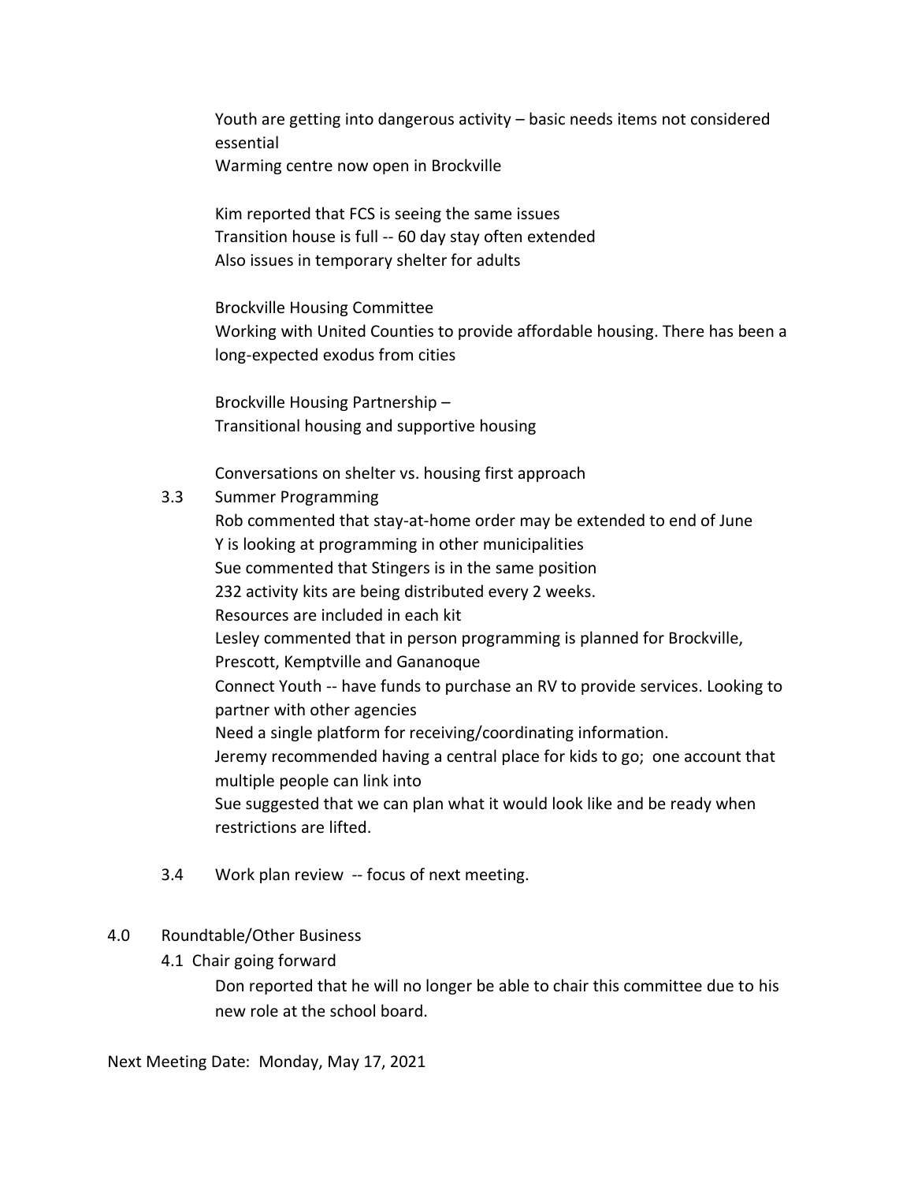Youth are getting into dangerous activity – basic needs items not considered essential
Warming centre now open in Brockville

Kim reported that FCS is seeing the same issues
Transition house is full -- 60 day stay often extended
Also issues in temporary shelter for adults

Brockville Housing Committee
Working with United Counties to provide affordable housing. There has been a long-expected exodus from cities

Brockville Housing Partnership –
Transitional housing and supportive housing

Conversations on shelter vs. housing first approach

3.3 Summer Programming

Rob commented that stay-at-home order may be extended to end of June
Y is looking at programming in other municipalities
Sue commented that Stingers is in the same position
232 activity kits are being distributed every 2 weeks.
Resources are included in each kit
Lesley commented that in person programming is planned for Brockville, Prescott, Kemptville and Gananoque
Connect Youth -- have funds to purchase an RV to provide services. Looking to partner with other agencies
Need a single platform for receiving/coordinating information.
Jeremy recommended having a central place for kids to go; one account that multiple people can link into
Sue suggested that we can plan what it would look like and be ready when restrictions are lifted.

3.4 Work plan review -- focus of next meeting.

4.0 Roundtable/Other Business

4.1 Chair going forward

Don reported that he will no longer be able to chair this committee due to his new role at the school board.

Next Meeting Date: Monday, May 17, 2021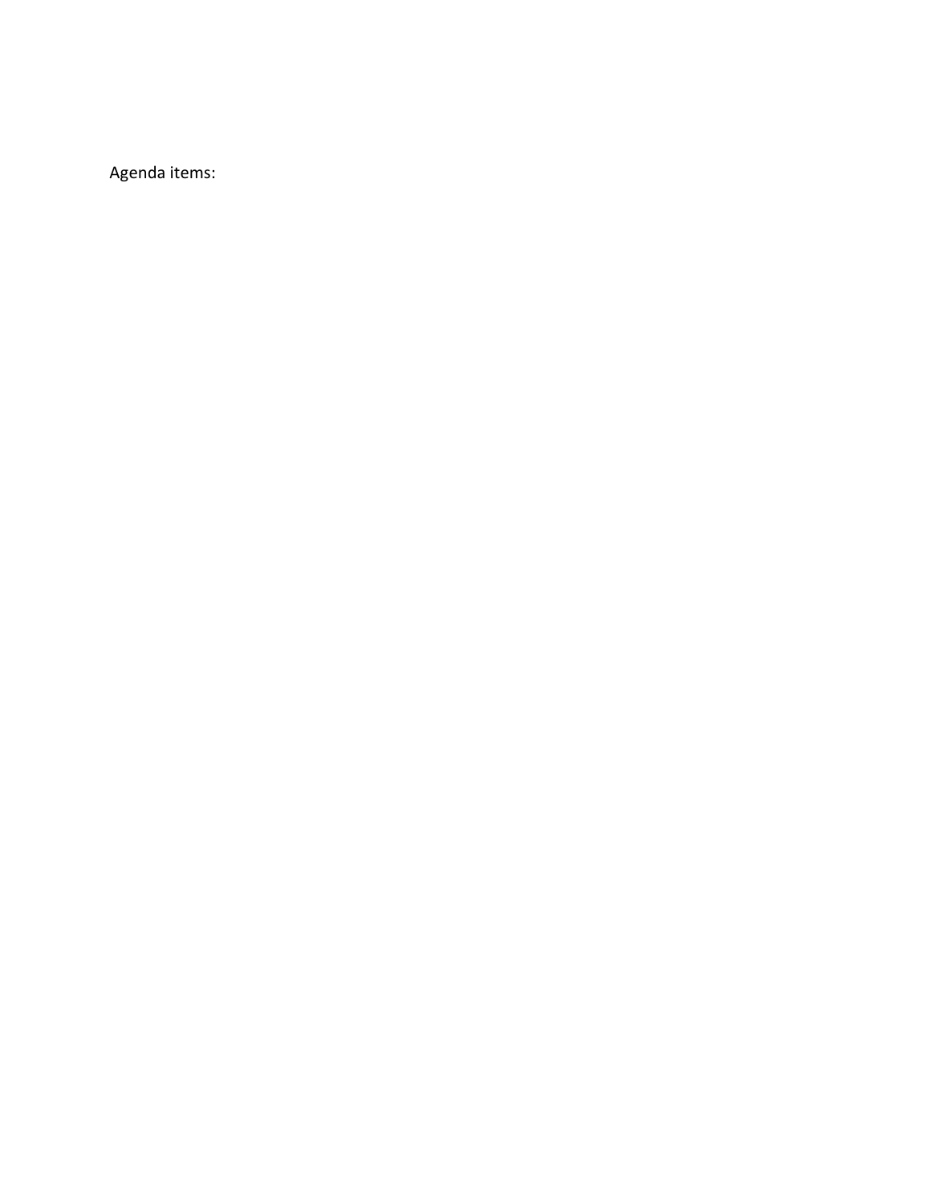Agenda items: